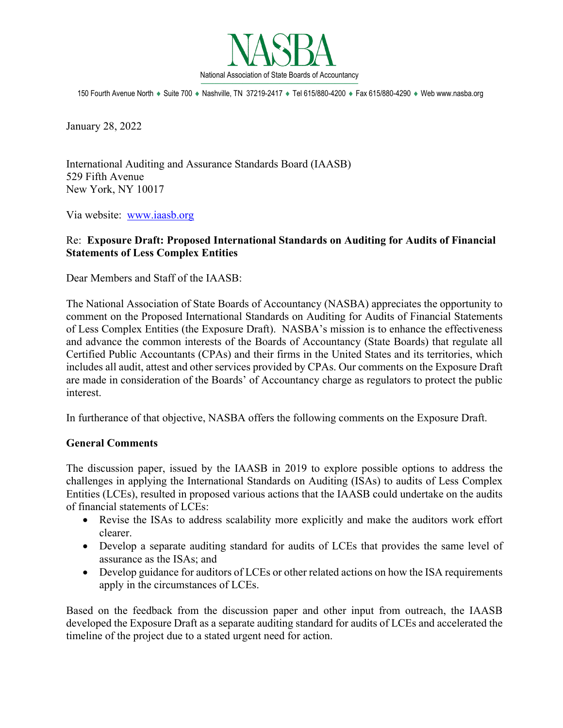# NASBA

National Association of State Boards of Accountancy

150 Fourth Avenue North ♦ Suite 700 ♦ Nashville, TN 37219-2417 ♦ Tel 615/880-4200 ♦ Fax 615/880-4290 ♦ Web www.nasba.org

January 28, 2022

International Auditing and Assurance Standards Board (IAASB)
529 Fifth Avenue
New York, NY 10017

Via website: [www.iaasb.org](www.iaasb.org)

Re: **Exposure Draft: Proposed International Standards on Auditing for Audits of Financial Statements of Less Complex Entities**

Dear Members and Staff of the IAASB:

The National Association of State Boards of Accountancy (NASBA) appreciates the opportunity to comment on the Proposed International Standards on Auditing for Audits of Financial Statements of Less Complex Entities (the Exposure Draft). NASBA's mission is to enhance the effectiveness and advance the common interests of the Boards of Accountancy (State Boards) that regulate all Certified Public Accountants (CPAs) and their firms in the United States and its territories, which includes all audit, attest and other services provided by CPAs. Our comments on the Exposure Draft are made in consideration of the Boards' of Accountancy charge as regulators to protect the public interest.

In furtherance of that objective, NASBA offers the following comments on the Exposure Draft.

**General Comments**

The discussion paper, issued by the IAASB in 2019 to explore possible options to address the challenges in applying the International Standards on Auditing (ISAs) to audits of Less Complex Entities (LCEs), resulted in proposed various actions that the IAASB could undertake on the audits of financial statements of LCEs:

- Revise the ISAs to address scalability more explicitly and make the auditors work effort clearer.
- Develop a separate auditing standard for audits of LCEs that provides the same level of assurance as the ISAs; and
- Develop guidance for auditors of LCEs or other related actions on how the ISA requirements apply in the circumstances of LCEs.

Based on the feedback from the discussion paper and other input from outreach, the IAASB developed the Exposure Draft as a separate auditing standard for audits of LCEs and accelerated the timeline of the project due to a stated urgent need for action.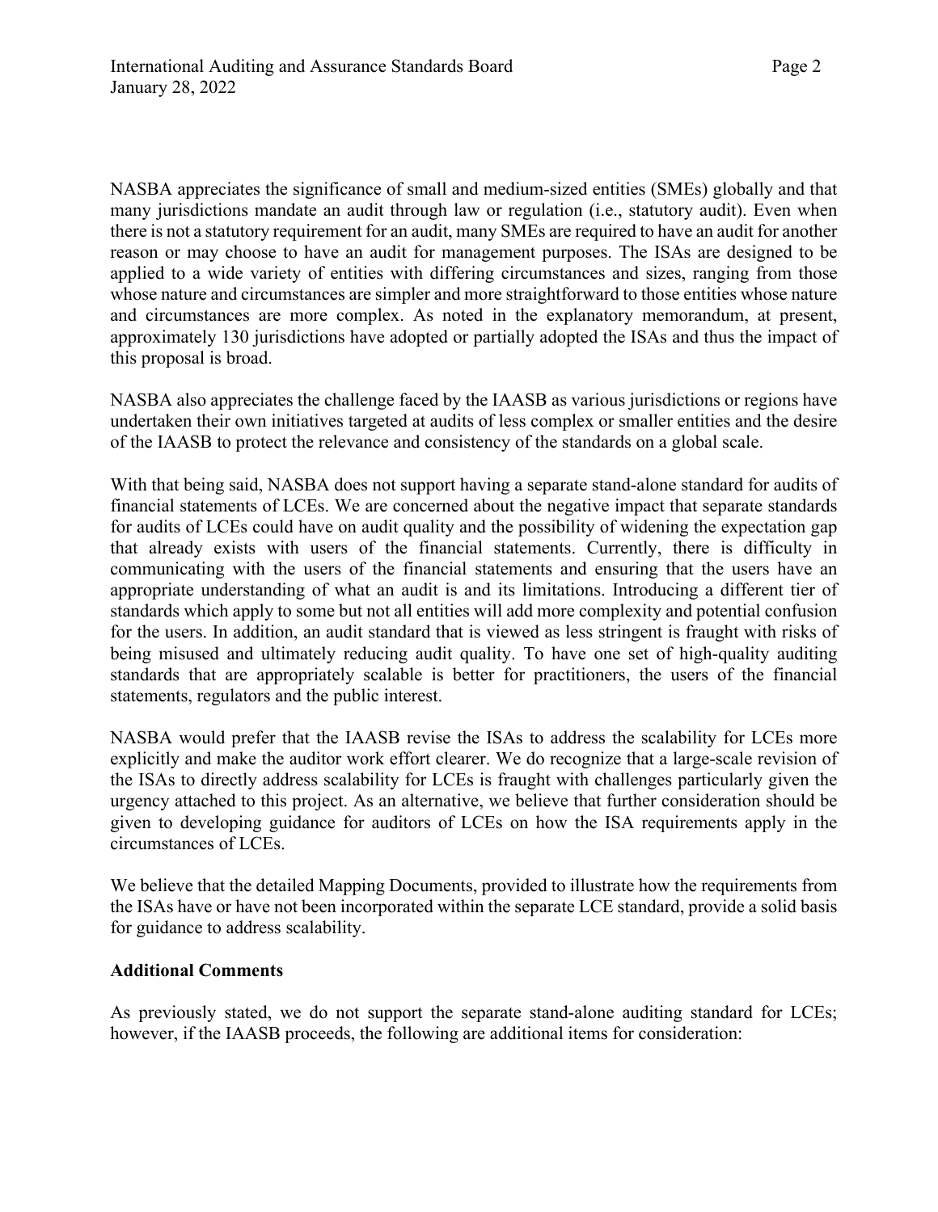NASBA appreciates the significance of small and medium-sized entities (SMEs) globally and that many jurisdictions mandate an audit through law or regulation (i.e., statutory audit). Even when there is not a statutory requirement for an audit, many SMEs are required to have an audit for another reason or may choose to have an audit for management purposes. The ISAs are designed to be applied to a wide variety of entities with differing circumstances and sizes, ranging from those whose nature and circumstances are simpler and more straightforward to those entities whose nature and circumstances are more complex. As noted in the explanatory memorandum, at present, approximately 130 jurisdictions have adopted or partially adopted the ISAs and thus the impact of this proposal is broad.

NASBA also appreciates the challenge faced by the IAASB as various jurisdictions or regions have undertaken their own initiatives targeted at audits of less complex or smaller entities and the desire of the IAASB to protect the relevance and consistency of the standards on a global scale.

With that being said, NASBA does not support having a separate stand-alone standard for audits of financial statements of LCEs. We are concerned about the negative impact that separate standards for audits of LCEs could have on audit quality and the possibility of widening the expectation gap that already exists with users of the financial statements. Currently, there is difficulty in communicating with the users of the financial statements and ensuring that the users have an appropriate understanding of what an audit is and its limitations. Introducing a different tier of standards which apply to some but not all entities will add more complexity and potential confusion for the users. In addition, an audit standard that is viewed as less stringent is fraught with risks of being misused and ultimately reducing audit quality. To have one set of high-quality auditing standards that are appropriately scalable is better for practitioners, the users of the financial statements, regulators and the public interest.

NASBA would prefer that the IAASB revise the ISAs to address the scalability for LCEs more explicitly and make the auditor work effort clearer. We do recognize that a large-scale revision of the ISAs to directly address scalability for LCEs is fraught with challenges particularly given the urgency attached to this project. As an alternative, we believe that further consideration should be given to developing guidance for auditors of LCEs on how the ISA requirements apply in the circumstances of LCEs.

We believe that the detailed Mapping Documents, provided to illustrate how the requirements from the ISAs have or have not been incorporated within the separate LCE standard, provide a solid basis for guidance to address scalability.

**Additional Comments**

As previously stated, we do not support the separate stand-alone auditing standard for LCEs; however, if the IAASB proceeds, the following are additional items for consideration: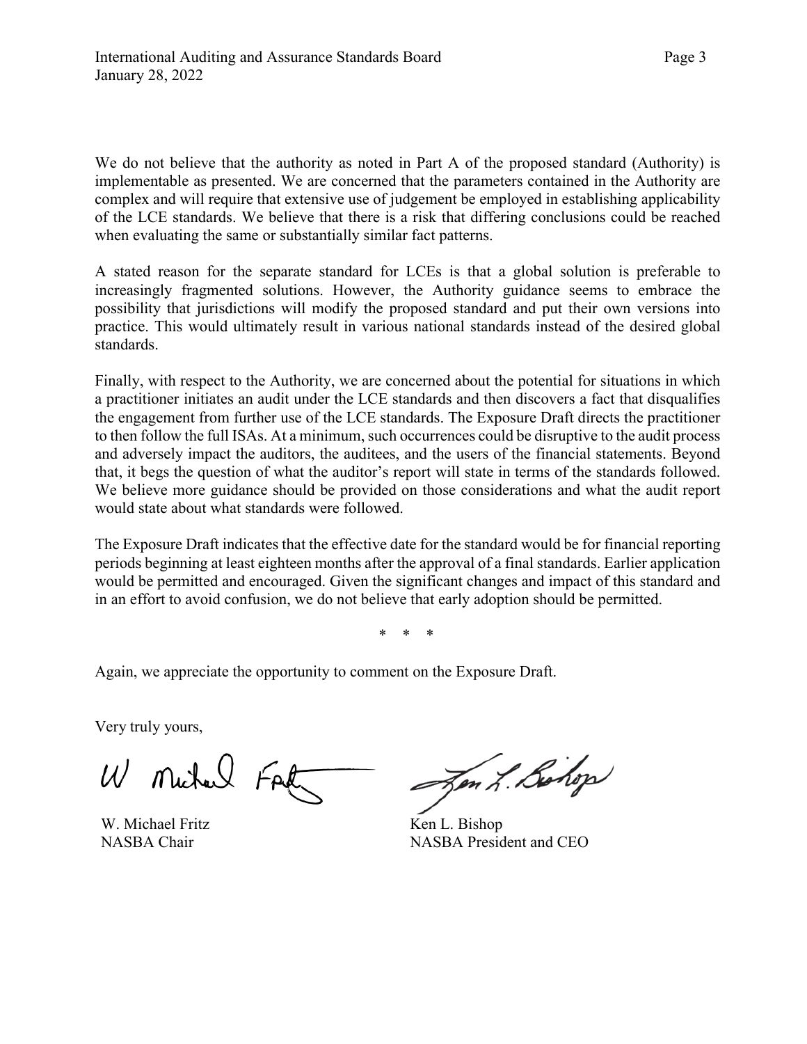We do not believe that the authority as noted in Part A of the proposed standard (Authority) is implementable as presented. We are concerned that the parameters contained in the Authority are complex and will require that extensive use of judgement be employed in establishing applicability of the LCE standards. We believe that there is a risk that differing conclusions could be reached when evaluating the same or substantially similar fact patterns.

A stated reason for the separate standard for LCEs is that a global solution is preferable to increasingly fragmented solutions. However, the Authority guidance seems to embrace the possibility that jurisdictions will modify the proposed standard and put their own versions into practice. This would ultimately result in various national standards instead of the desired global standards.

Finally, with respect to the Authority, we are concerned about the potential for situations in which a practitioner initiates an audit under the LCE standards and then discovers a fact that disqualifies the engagement from further use of the LCE standards. The Exposure Draft directs the practitioner to then follow the full ISAs. At a minimum, such occurrences could be disruptive to the audit process and adversely impact the auditors, the auditees, and the users of the financial statements. Beyond that, it begs the question of what the auditor's report will state in terms of the standards followed. We believe more guidance should be provided on those considerations and what the audit report would state about what standards were followed.

The Exposure Draft indicates that the effective date for the standard would be for financial reporting periods beginning at least eighteen months after the approval of a final standards. Earlier application would be permitted and encouraged. Given the significant changes and impact of this standard and in an effort to avoid confusion, we do not believe that early adoption should be permitted.

\* \* \*

Again, we appreciate the opportunity to comment on the Exposure Draft.

Very truly yours,

W. Michael Fritz
NASBA Chair

Ken L. Bishop
NASBA President and CEO